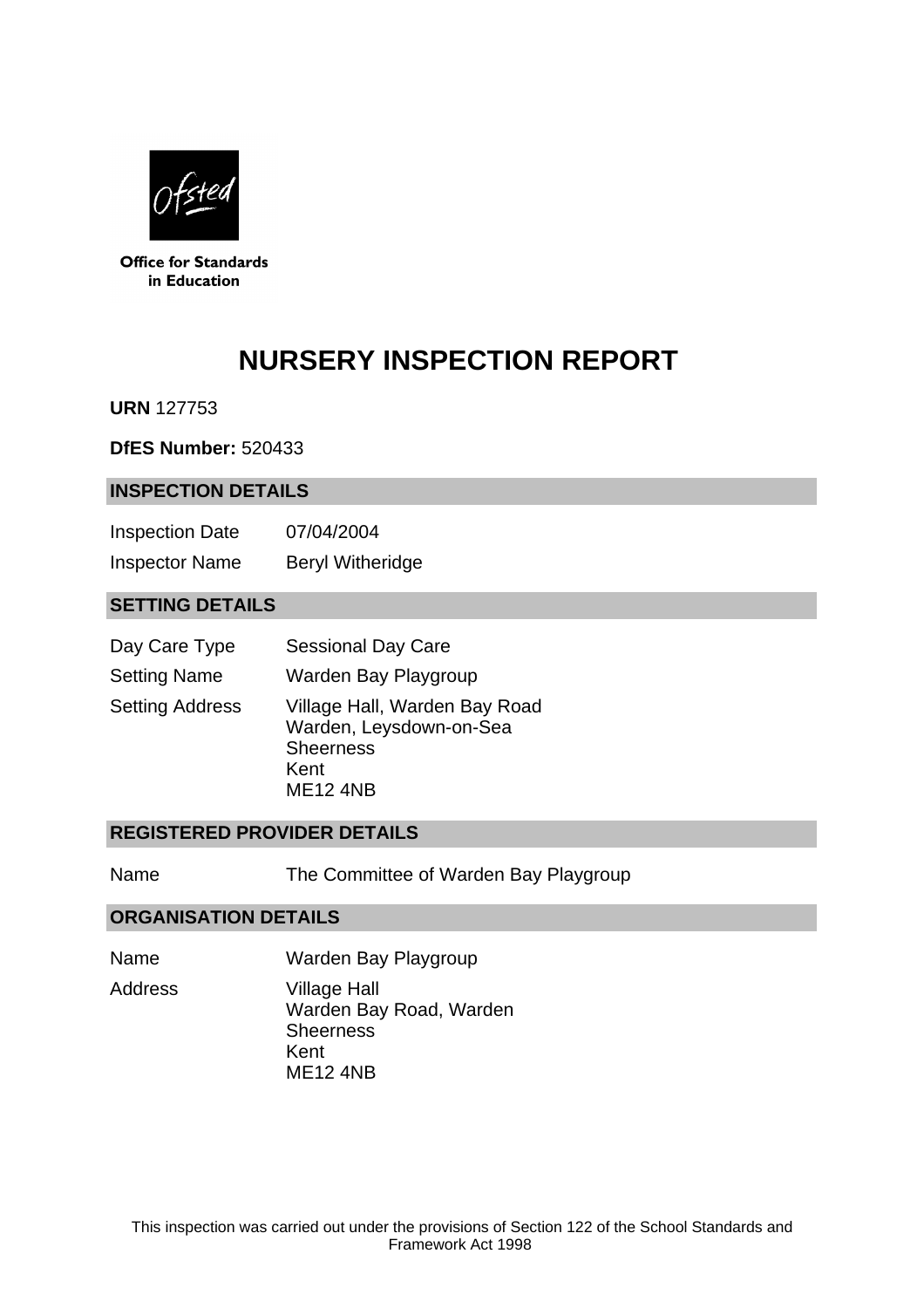Office for Standards in Education

# NURSERY INSPECTION REPORT

**URN** 127753

**DfES Number:** 520433

## INSPECTION DETAILS

| | |
|---|---|
| Inspection Date | 07/04/2004 |
| Inspector Name | Beryl Witheridge |

## SETTING DETAILS

| | |
|---|---|
| Day Care Type | Sessional Day Care |
| Setting Name | Warden Bay Playgroup |
| Setting Address | Village Hall, Warden Bay Road<br>Warden, Leysdown-on-Sea<br>Sheerness<br>Kent<br>ME12 4NB |

## REGISTERED PROVIDER DETAILS

| | |
|---|---|
| Name | The Committee of Warden Bay Playgroup |

## ORGANISATION DETAILS

| | |
|---|---|
| Name | Warden Bay Playgroup |
| Address | Village Hall<br>Warden Bay Road, Warden<br>Sheerness<br>Kent<br>ME12 4NB |

This inspection was carried out under the provisions of Section 122 of the School Standards and Framework Act 1998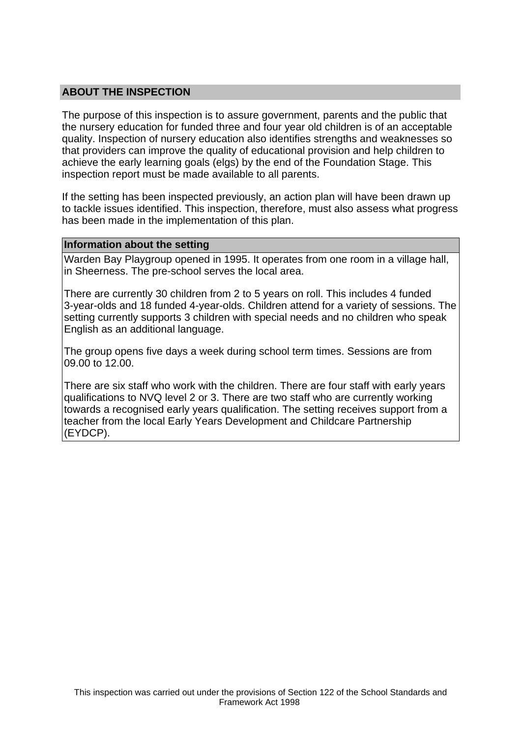## ABOUT THE INSPECTION

The purpose of this inspection is to assure government, parents and the public that the nursery education for funded three and four year old children is of an acceptable quality. Inspection of nursery education also identifies strengths and weaknesses so that providers can improve the quality of educational provision and help children to achieve the early learning goals (elgs) by the end of the Foundation Stage. This inspection report must be made available to all parents.

If the setting has been inspected previously, an action plan will have been drawn up to tackle issues identified. This inspection, therefore, must also assess what progress has been made in the implementation of this plan.

### Information about the setting

Warden Bay Playgroup opened in 1995. It operates from one room in a village hall, in Sheerness. The pre-school serves the local area.

There are currently 30 children from 2 to 5 years on roll. This includes 4 funded 3-year-olds and 18 funded 4-year-olds. Children attend for a variety of sessions. The setting currently supports 3 children with special needs and no children who speak English as an additional language.

The group opens five days a week during school term times. Sessions are from 09.00 to 12.00.

There are six staff who work with the children. There are four staff with early years qualifications to NVQ level 2 or 3. There are two staff who are currently working towards a recognised early years qualification. The setting receives support from a teacher from the local Early Years Development and Childcare Partnership (EYDCP).

This inspection was carried out under the provisions of Section 122 of the School Standards and Framework Act 1998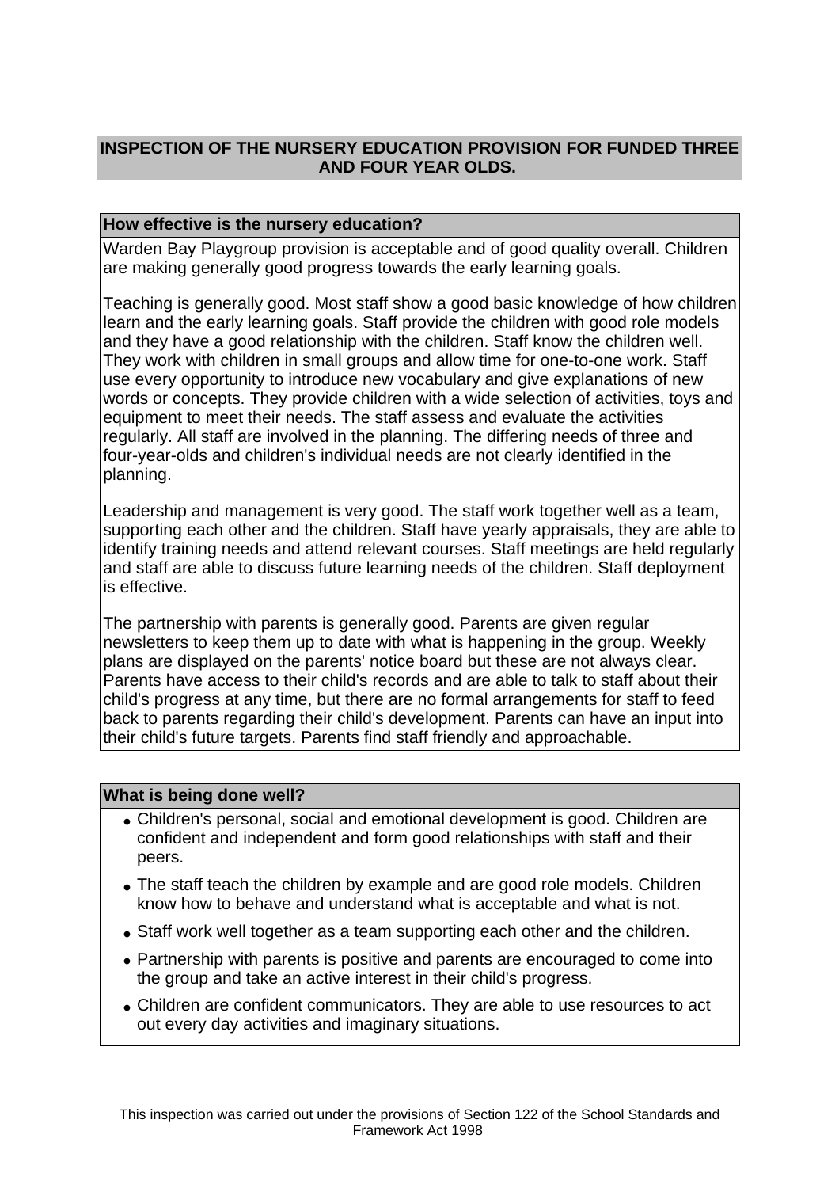## INSPECTION OF THE NURSERY EDUCATION PROVISION FOR FUNDED THREE AND FOUR YEAR OLDS.

### How effective is the nursery education?

Warden Bay Playgroup provision is acceptable and of good quality overall. Children are making generally good progress towards the early learning goals.

Teaching is generally good. Most staff show a good basic knowledge of how children learn and the early learning goals. Staff provide the children with good role models and they have a good relationship with the children. Staff know the children well. They work with children in small groups and allow time for one-to-one work. Staff use every opportunity to introduce new vocabulary and give explanations of new words or concepts. They provide children with a wide selection of activities, toys and equipment to meet their needs. The staff assess and evaluate the activities regularly. All staff are involved in the planning. The differing needs of three and four-year-olds and children's individual needs are not clearly identified in the planning.

Leadership and management is very good. The staff work together well as a team, supporting each other and the children. Staff have yearly appraisals, they are able to identify training needs and attend relevant courses. Staff meetings are held regularly and staff are able to discuss future learning needs of the children. Staff deployment is effective.

The partnership with parents is generally good. Parents are given regular newsletters to keep them up to date with what is happening in the group. Weekly plans are displayed on the parents' notice board but these are not always clear. Parents have access to their child's records and are able to talk to staff about their child's progress at any time, but there are no formal arrangements for staff to feed back to parents regarding their child's development. Parents can have an input into their child's future targets. Parents find staff friendly and approachable.

### What is being done well?

- Children's personal, social and emotional development is good. Children are confident and independent and form good relationships with staff and their peers.
- The staff teach the children by example and are good role models. Children know how to behave and understand what is acceptable and what is not.
- Staff work well together as a team supporting each other and the children.
- Partnership with parents is positive and parents are encouraged to come into the group and take an active interest in their child's progress.
- Children are confident communicators. They are able to use resources to act out every day activities and imaginary situations.

This inspection was carried out under the provisions of Section 122 of the School Standards and Framework Act 1998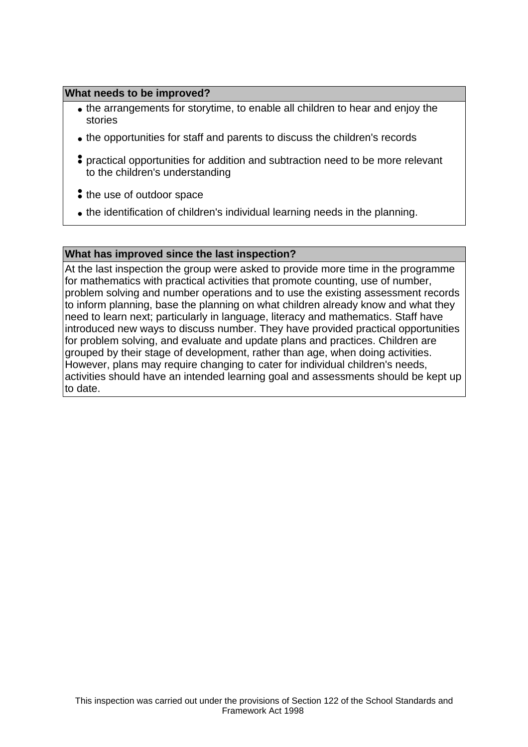### What needs to be improved?

- the arrangements for storytime, to enable all children to hear and enjoy the stories
- the opportunities for staff and parents to discuss the children's records
- practical opportunities for addition and subtraction need to be more relevant to the children's understanding
- the use of outdoor space
- the identification of children's individual learning needs in the planning.

### What has improved since the last inspection?

At the last inspection the group were asked to provide more time in the programme for mathematics with practical activities that promote counting, use of number, problem solving and number operations and to use the existing assessment records to inform planning, base the planning on what children already know and what they need to learn next; particularly in language, literacy and mathematics. Staff have introduced new ways to discuss number. They have provided practical opportunities for problem solving, and evaluate and update plans and practices. Children are grouped by their stage of development, rather than age, when doing activities. However, plans may require changing to cater for individual children's needs, activities should have an intended learning goal and assessments should be kept up to date.

This inspection was carried out under the provisions of Section 122 of the School Standards and Framework Act 1998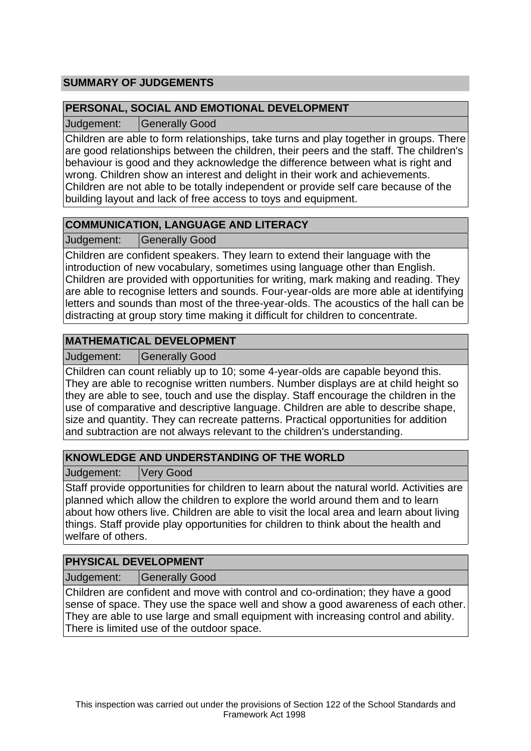## SUMMARY OF JUDGEMENTS

### PERSONAL, SOCIAL AND EMOTIONAL DEVELOPMENT

| Judgement: | Generally Good |
| --- | --- |

Children are able to form relationships, take turns and play together in groups. There are good relationships between the children, their peers and the staff. The children's behaviour is good and they acknowledge the difference between what is right and wrong. Children show an interest and delight in their work and achievements. Children are not able to be totally independent or provide self care because of the building layout and lack of free access to toys and equipment.

### COMMUNICATION, LANGUAGE AND LITERACY

| Judgement: | Generally Good |
| --- | --- |

Children are confident speakers. They learn to extend their language with the introduction of new vocabulary, sometimes using language other than English. Children are provided with opportunities for writing, mark making and reading. They are able to recognise letters and sounds. Four-year-olds are more able at identifying letters and sounds than most of the three-year-olds. The acoustics of the hall can be distracting at group story time making it difficult for children to concentrate.

### MATHEMATICAL DEVELOPMENT

| Judgement: | Generally Good |
| --- | --- |

Children can count reliably up to 10; some 4-year-olds are capable beyond this. They are able to recognise written numbers. Number displays are at child height so they are able to see, touch and use the display. Staff encourage the children in the use of comparative and descriptive language. Children are able to describe shape, size and quantity. They can recreate patterns. Practical opportunities for addition and subtraction are not always relevant to the children's understanding.

### KNOWLEDGE AND UNDERSTANDING OF THE WORLD

| Judgement: | Very Good |
| --- | --- |

Staff provide opportunities for children to learn about the natural world. Activities are planned which allow the children to explore the world around them and to learn about how others live. Children are able to visit the local area and learn about living things. Staff provide play opportunities for children to think about the health and welfare of others.

### PHYSICAL DEVELOPMENT

| Judgement: | Generally Good |
| --- | --- |

Children are confident and move with control and co-ordination; they have a good sense of space. They use the space well and show a good awareness of each other. They are able to use large and small equipment with increasing control and ability. There is limited use of the outdoor space.

This inspection was carried out under the provisions of Section 122 of the School Standards and Framework Act 1998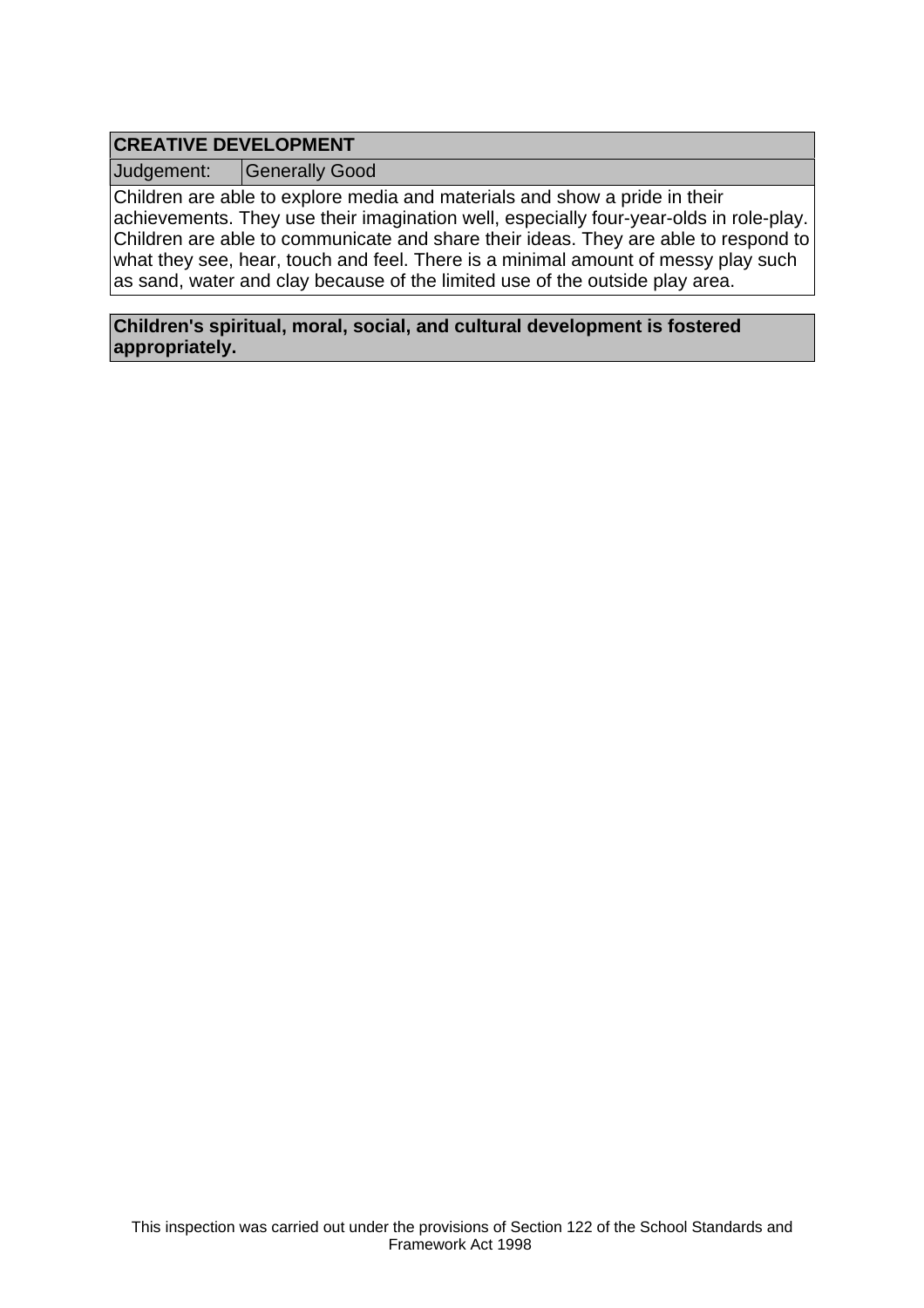| CREATIVE DEVELOPMENT | |
|---|---|
| Judgement: | Generally Good |

Children are able to explore media and materials and show a pride in their achievements. They use their imagination well, especially four-year-olds in role-play. Children are able to communicate and share their ideas. They are able to respond to what they see, hear, touch and feel. There is a minimal amount of messy play such as sand, water and clay because of the limited use of the outside play area.

**Children's spiritual, moral, social, and cultural development is fostered appropriately.**

This inspection was carried out under the provisions of Section 122 of the School Standards and Framework Act 1998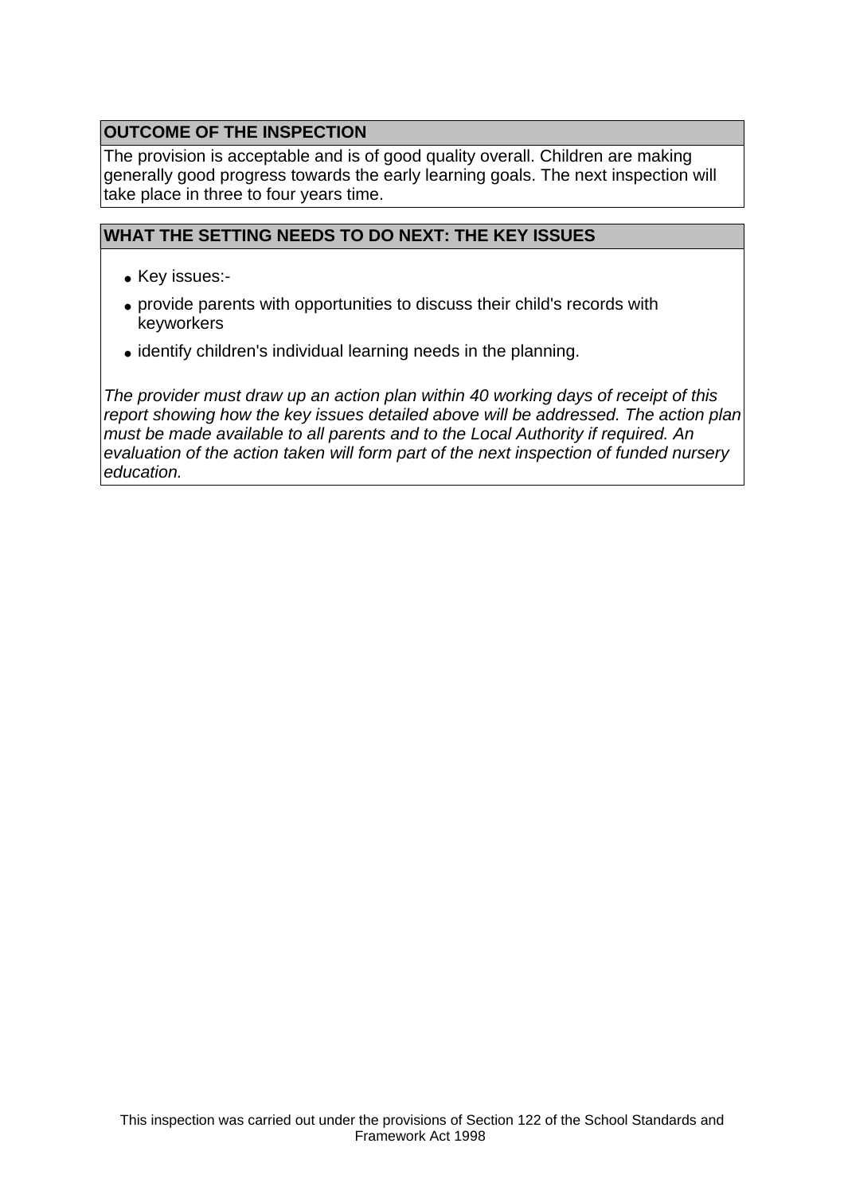## OUTCOME OF THE INSPECTION

The provision is acceptable and is of good quality overall. Children are making generally good progress towards the early learning goals. The next inspection will take place in three to four years time.

## WHAT THE SETTING NEEDS TO DO NEXT: THE KEY ISSUES

- Key issues:-
- provide parents with opportunities to discuss their child's records with keyworkers
- identify children's individual learning needs in the planning.

*The provider must draw up an action plan within 40 working days of receipt of this report showing how the key issues detailed above will be addressed. The action plan must be made available to all parents and to the Local Authority if required. An evaluation of the action taken will form part of the next inspection of funded nursery education.*

This inspection was carried out under the provisions of Section 122 of the School Standards and Framework Act 1998